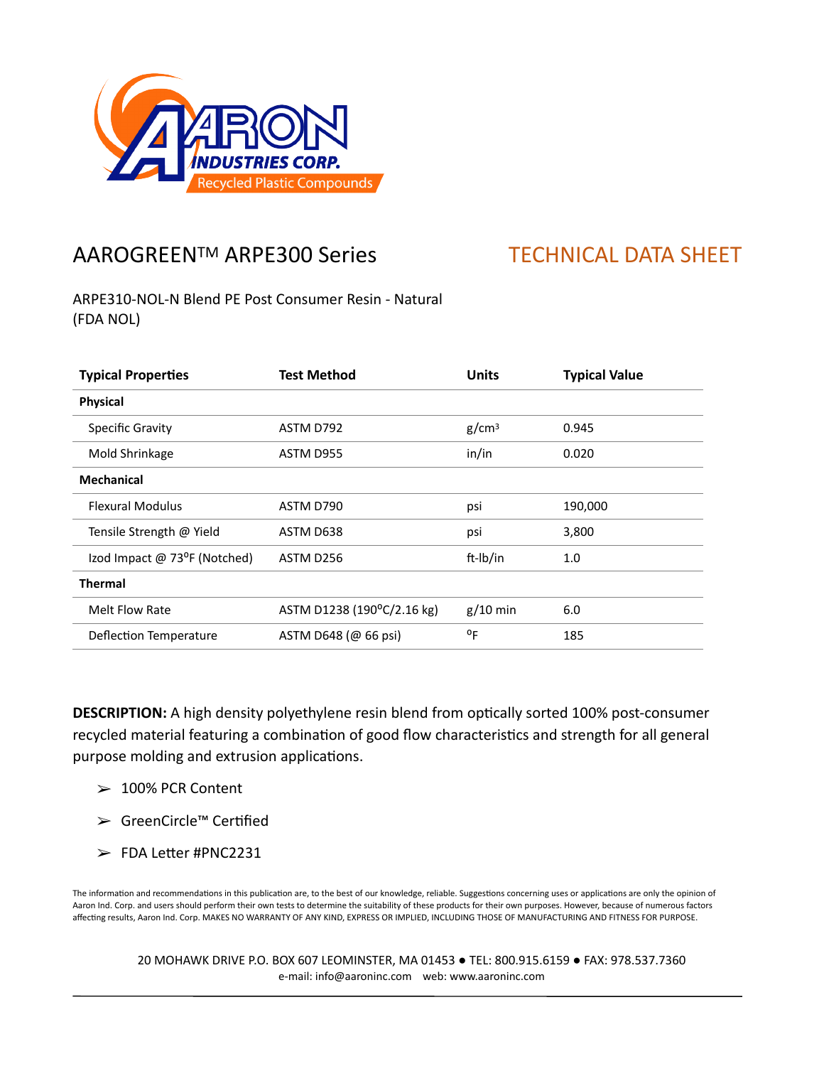AARON INDUSTRIES CORP.
Recycled Plastic Compounds

# AAROGREEN™ ARPE300 Series

## TECHNICAL DATA SHEET

ARPE310-NOL-N Blend PE Post Consumer Resin - Natural
(FDA NOL)

| Typical Properties | Test Method | Units | Typical Value |
|---|---|---|---|
| **Physical** | | | |
| Specific Gravity | ASTM D792 | g/cm³ | 0.945 |
| Mold Shrinkage | ASTM D955 | in/in | 0.020 |
| **Mechanical** | | | |
| Flexural Modulus | ASTM D790 | psi | 190,000 |
| Tensile Strength @ Yield | ASTM D638 | psi | 3,800 |
| Izod Impact @ 73°F (Notched) | ASTM D256 | ft-lb/in | 1.0 |
| **Thermal** | | | |
| Melt Flow Rate | ASTM D1238 (190°C/2.16 kg) | g/10 min | 6.0 |
| Deflection Temperature | ASTM D648 (@ 66 psi) | °F | 185 |

**DESCRIPTION:** A high density polyethylene resin blend from optically sorted 100% post-consumer recycled material featuring a combination of good flow characteristics and strength for all general purpose molding and extrusion applications.

- 100% PCR Content
- GreenCircle™ Certified
- FDA Letter #PNC2231

The information and recommendations in this publication are, to the best of our knowledge, reliable. Suggestions concerning uses or applications are only the opinion of Aaron Ind. Corp. and users should perform their own tests to determine the suitability of these products for their own purposes. However, because of numerous factors affecting results, Aaron Ind. Corp. MAKES NO WARRANTY OF ANY KIND, EXPRESS OR IMPLIED, INCLUDING THOSE OF MANUFACTURING AND FITNESS FOR PURPOSE.

20 MOHAWK DRIVE P.O. BOX 607 LEOMINSTER, MA 01453 ● TEL: 800.915.6159 ● FAX: 978.537.7360
e-mail: info@aaroninc.com web: www.aaroninc.com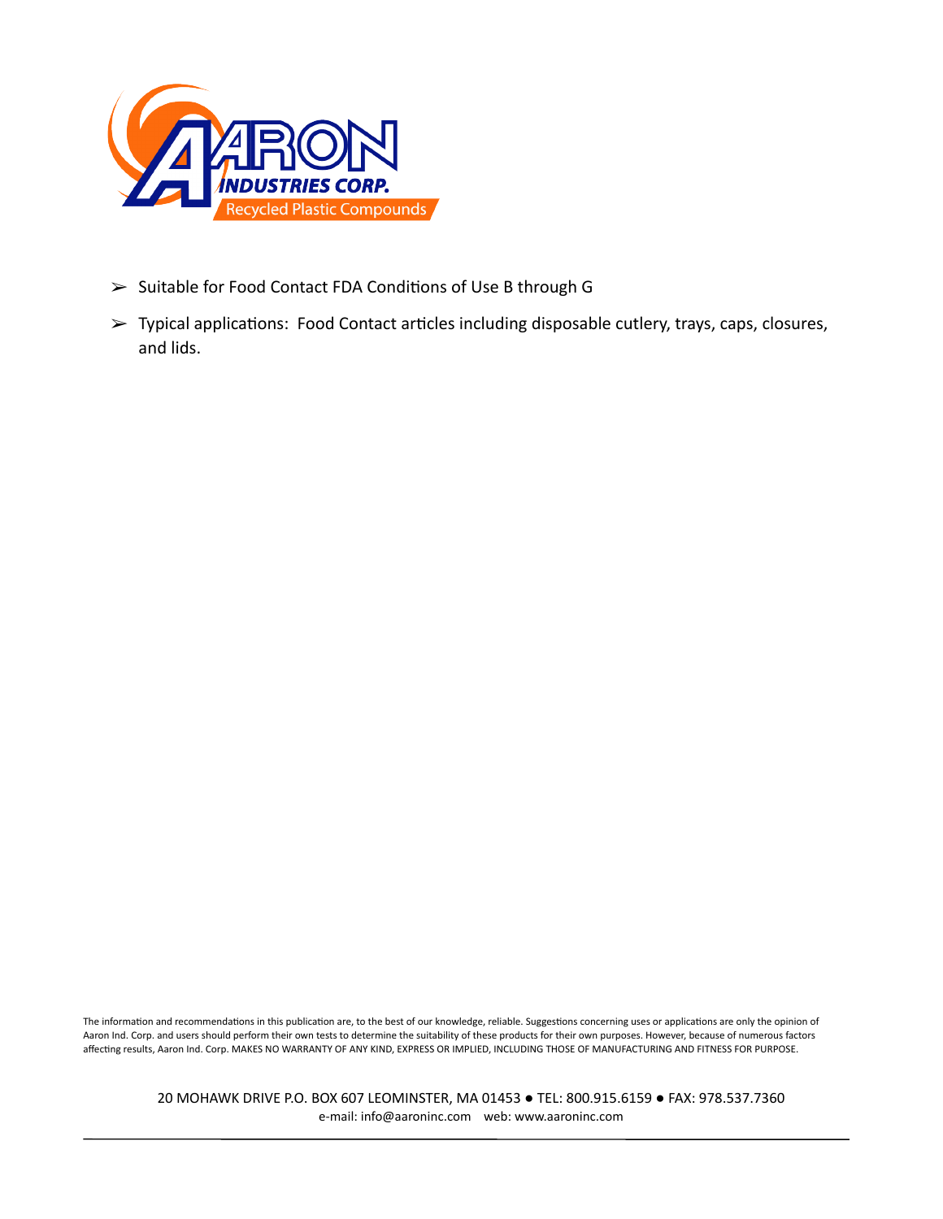- Suitable for Food Contact FDA Conditions of Use B through G
- Typical applications: Food Contact articles including disposable cutlery, trays, caps, closures, and lids.

The information and recommendations in this publication are, to the best of our knowledge, reliable. Suggestions concerning uses or applications are only the opinion of Aaron Ind. Corp. and users should perform their own tests to determine the suitability of these products for their own purposes. However, because of numerous factors affecting results, Aaron Ind. Corp. MAKES NO WARRANTY OF ANY KIND, EXPRESS OR IMPLIED, INCLUDING THOSE OF MANUFACTURING AND FITNESS FOR PURPOSE.